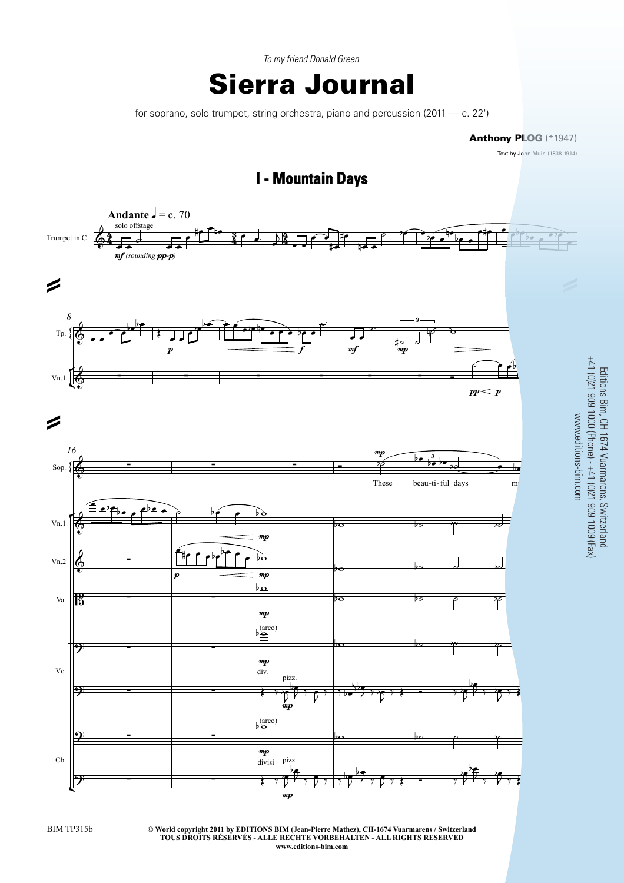*To my friend Donald Green*

# Sierra Journal

for soprano, solo trumpet, string orchestra, piano and percussion (2011 — c. 22')

**Anthony PLOG** (*1947)

Text by John Muir (1838-1914)

## I - Mountain Days

**Andante** ♩ = c. 70

Editions Bim, CH-1674 Vuarmarens, Switzerland
+41 (0)21 909 1000 (Phone) - +41 (0)21 909 1009 (Fax)
www.editions-bim.com

BIM TP315b

**© World copyright 2011 by EDITIONS BIM (Jean-Pierre Mathez), CH-1674 Vuarmarens / Switzerland**
**TOUS DROITS RÉSERVÉS - ALLE RECHTE VORBEHALTEN - ALL RIGHTS RESERVED**
**www.editions-bim.com**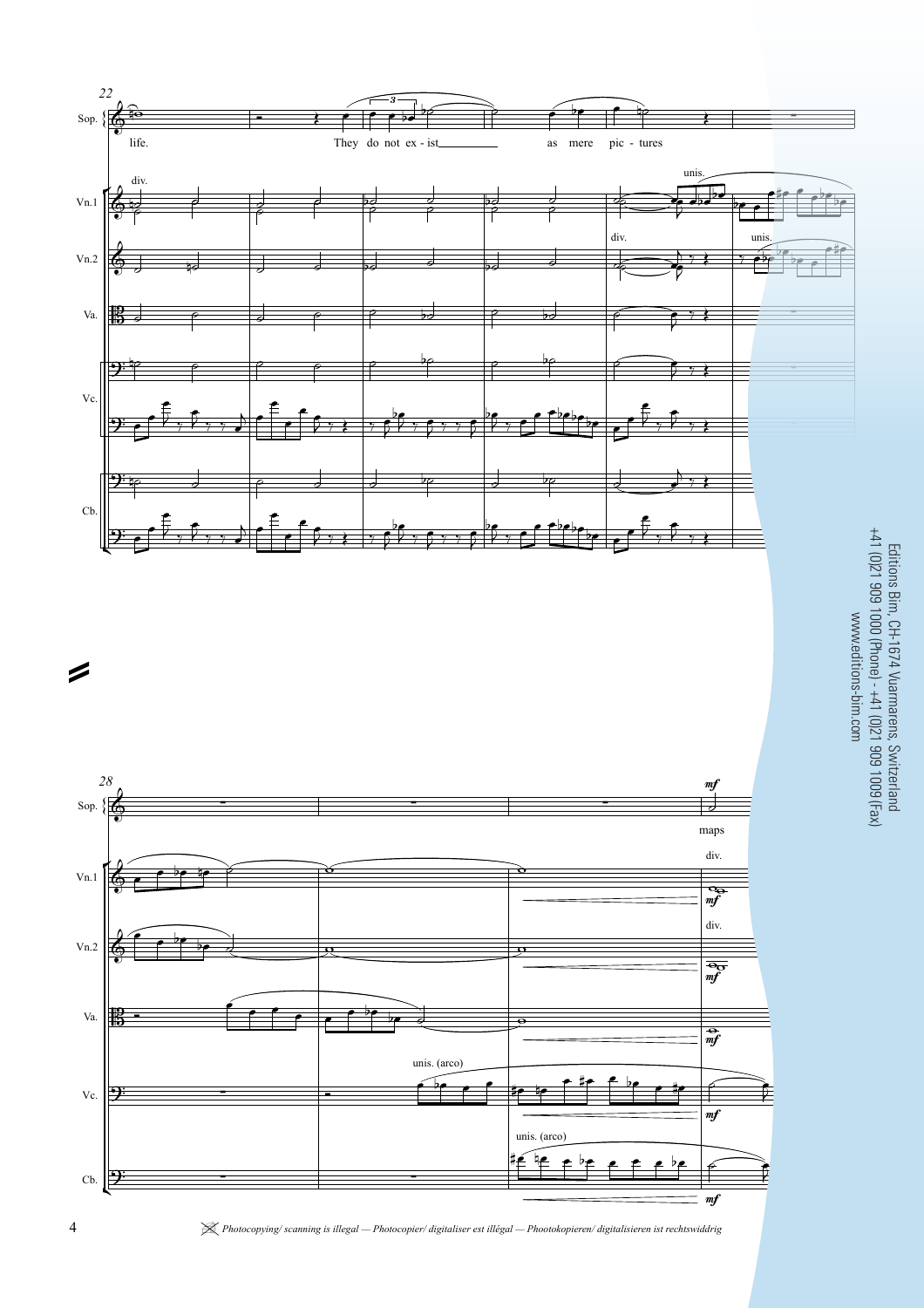22

Sop. life. They do not ex - ist as mere pic - tures

Vn.1 div. unis. unis.

Vn.2 div.

Va.

Vc.

Cb.

28

Sop. *mf* maps

Vn.1 div. *mf*

Vn.2 div. *mf*

Va. *mf*

Vc. unis. (arco) *mf*

Cb. unis. (arco) *mf*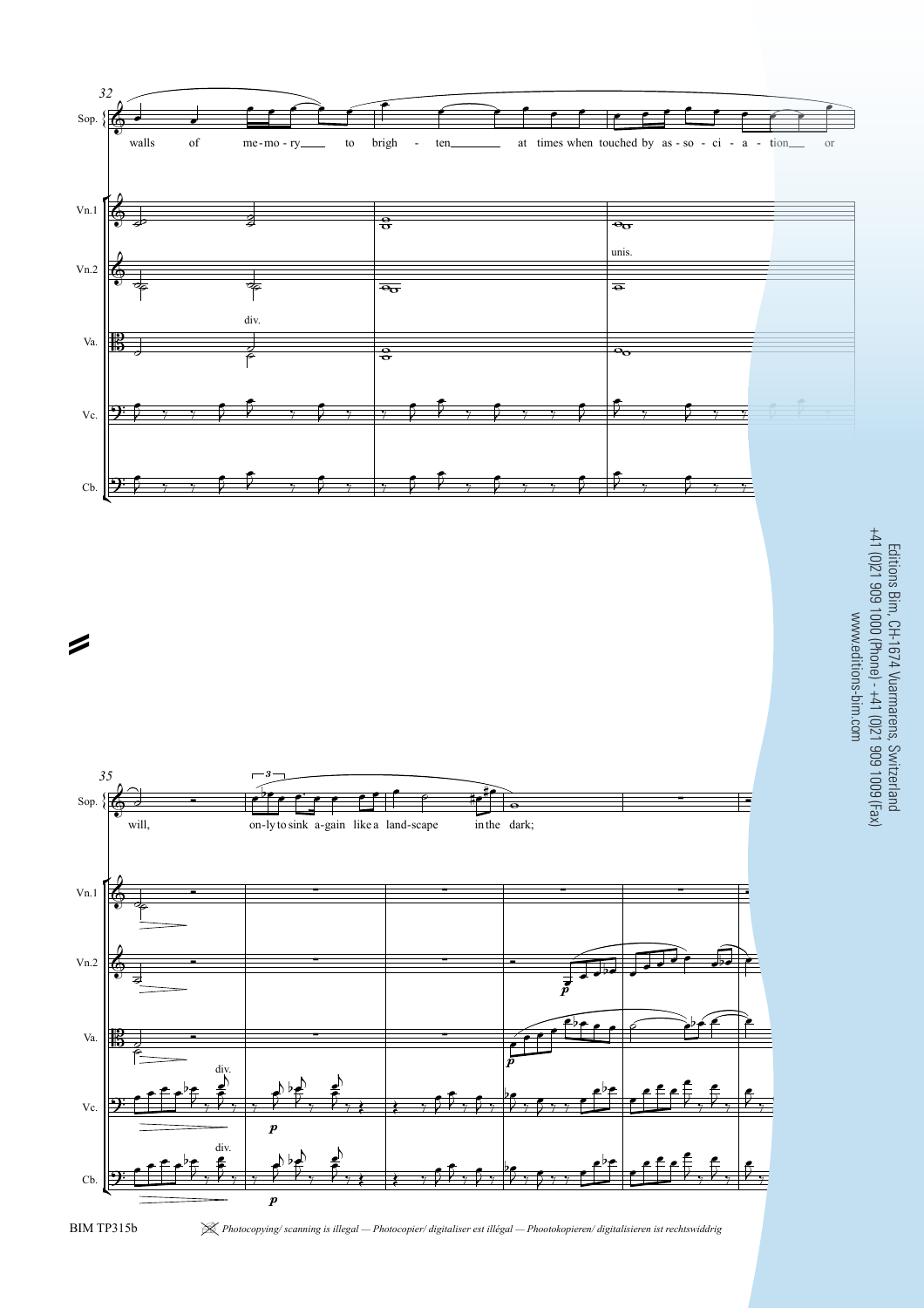32

walls of me-mo-ry to brigh - ten at times when touched by as-so-ci-a-tion or

unis.

div.

35

will, on-ly to sink a-gain like a land-scape in the dark;

div.

div.

*p*

*p*

*p*

*p*

Editions Bim, CH-1674 Vuarmarens, Switzerland
+41 (0)21 909 1000 (Phone) - +41 (0)21 909 1009 (Fax)
www.editions-bim.com

BIM TP315b

*Photocopying/ scanning is illegal — Photocopier/ digitaliser est illégal — Phootokopieren/ digitalisieren ist rechtswiddrig*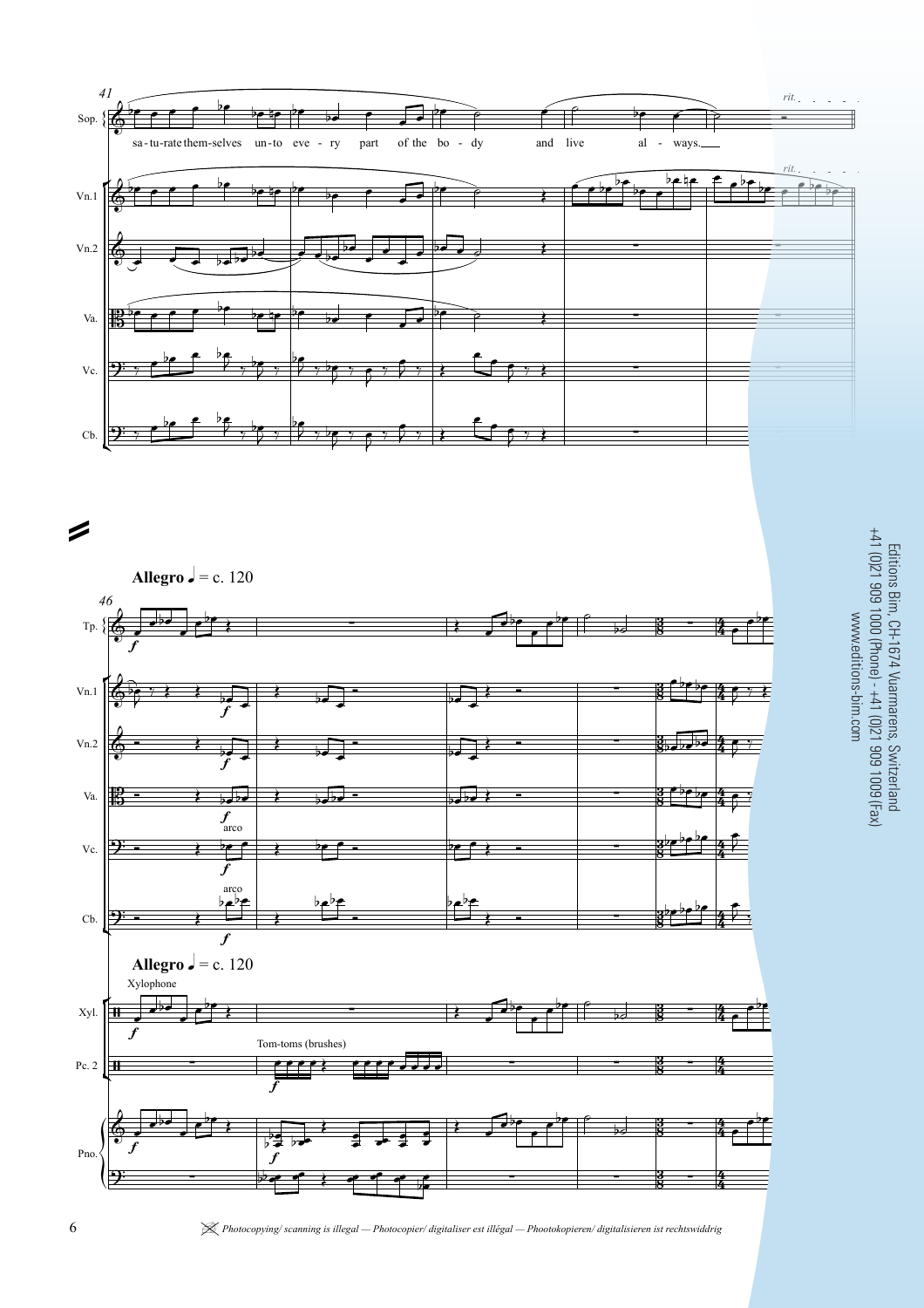41

sa-tu-rate them-selves un-to eve - ry part of the bo - dy and live al - ways.

*rit.*

**Allegro** ♩ = c. 120

46

Xylophone

Tom-toms (brushes)

arco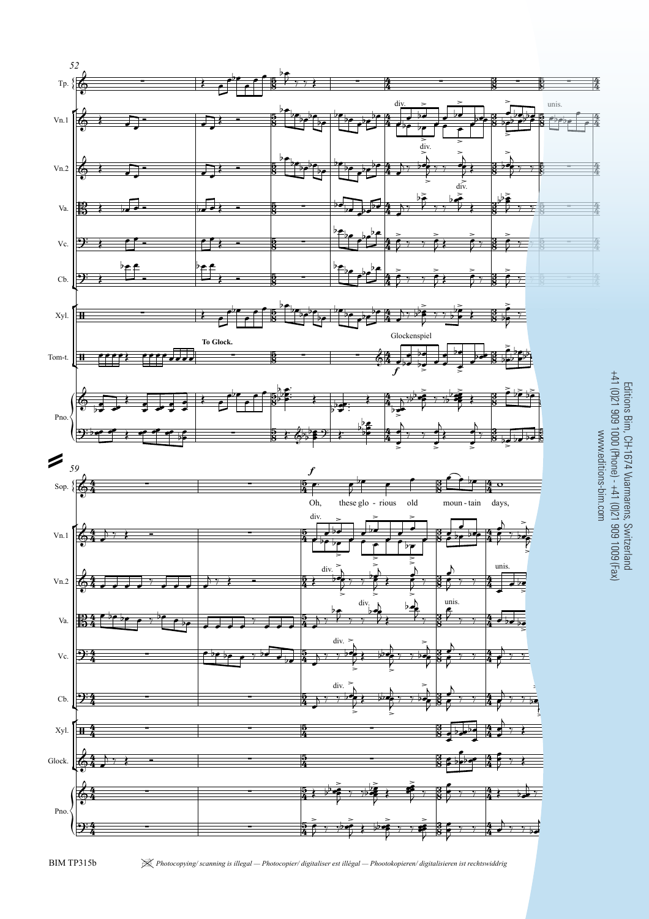Oh, these glo - rious old moun - tain days,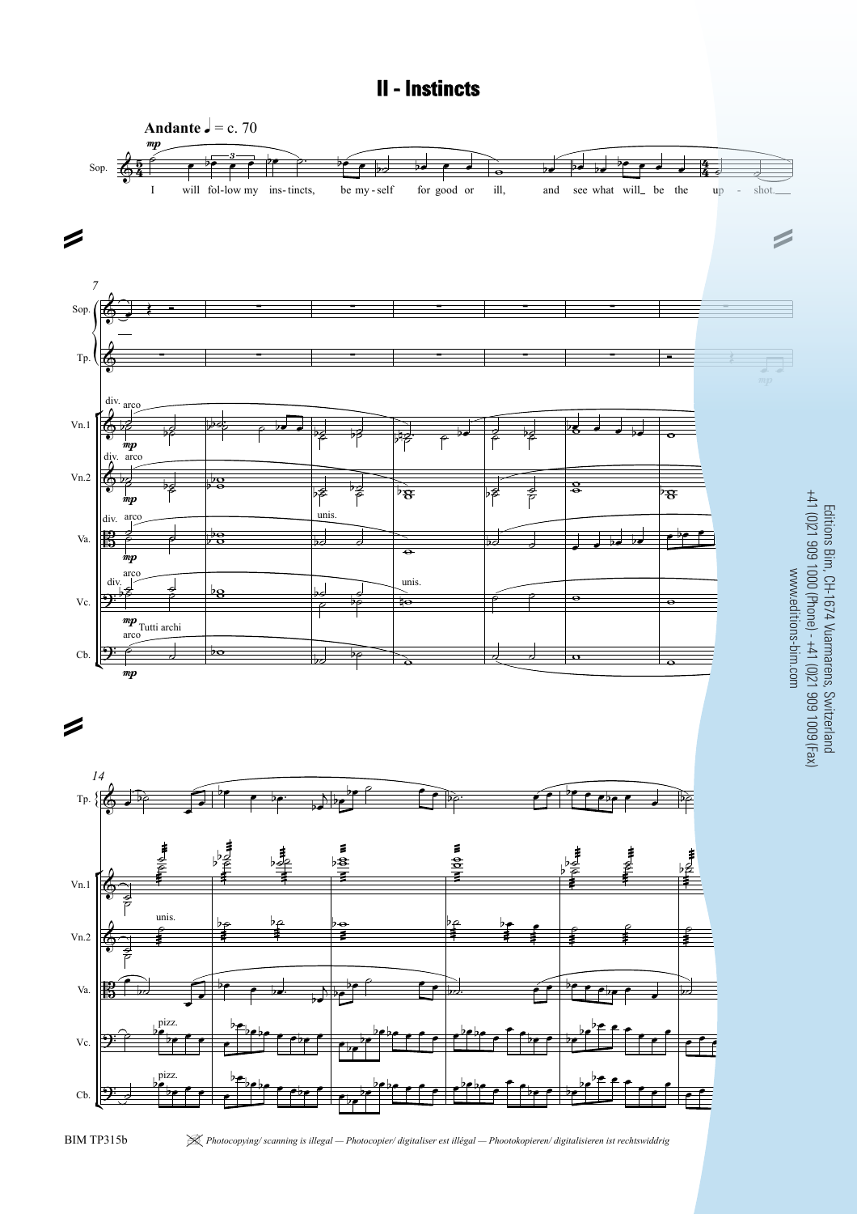# II - Instincts

**Andante** ♩ = c. 70

I will fol-low my ins-tincts, be my-self for good or ill, and see what will_ be the up - shot.___

Editions Bim, CH-1674 Vuarmarens, Switzerland
+41 (0)21 909 1000 (Phone) - +41 (0)21 909 1009 (Fax)
www.editions-bim.com

BIM TP315b

*Photocopying/ scanning is illegal — Photocopier/ digitaliser est illégal — Photokopieren/ digitalisieren ist rechtswiddrig*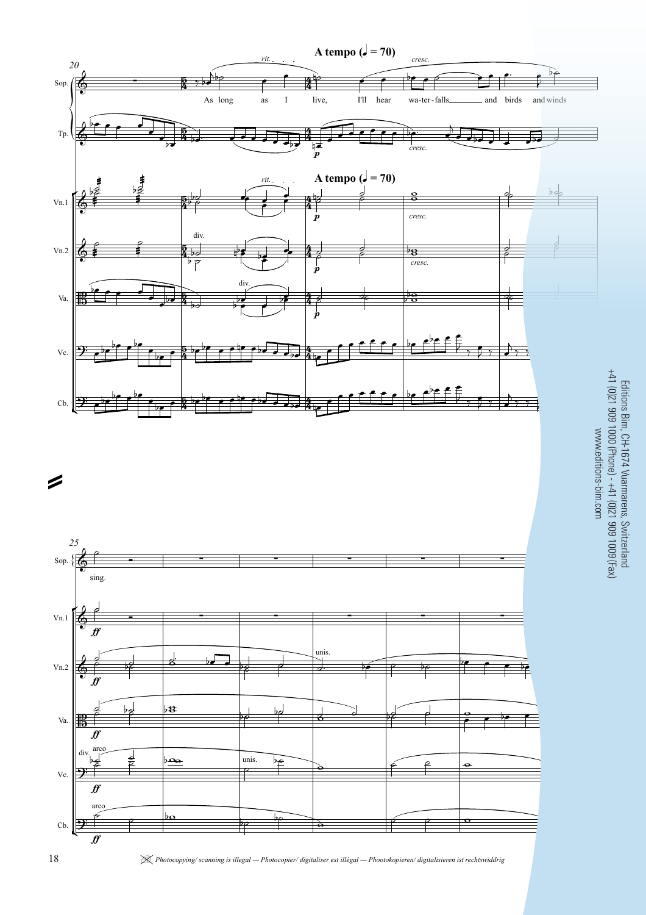A tempo (♩ = 70)

*rit.* . . . *cresc.*

As long as I live, I'll hear wa-ter-falls and birds and winds

Sop.

Tp.

Vn.1

Vn.2

Va.

Vc.

Cb.

div.

*p*

*cresc.*

25

sing.

*ff*

unis.

arco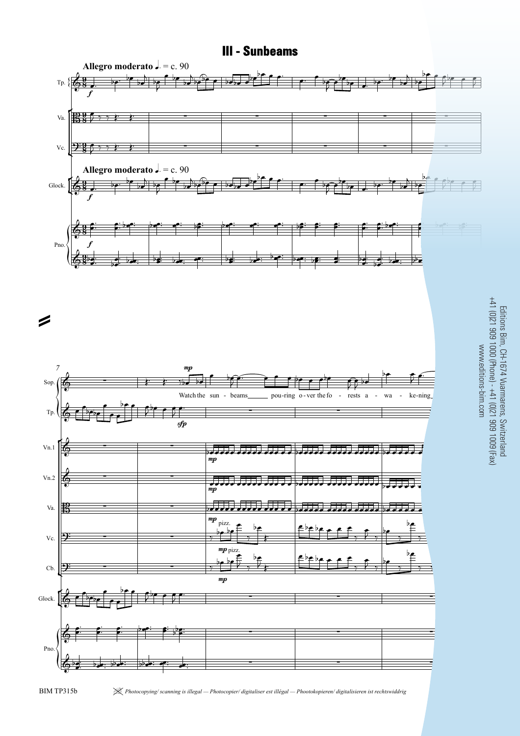# III - Sunbeams

**Allegro moderato** ♩. = c. 90

Watch the sun - beams pou-ring o-ver the fo - rests a - wa - ke-ning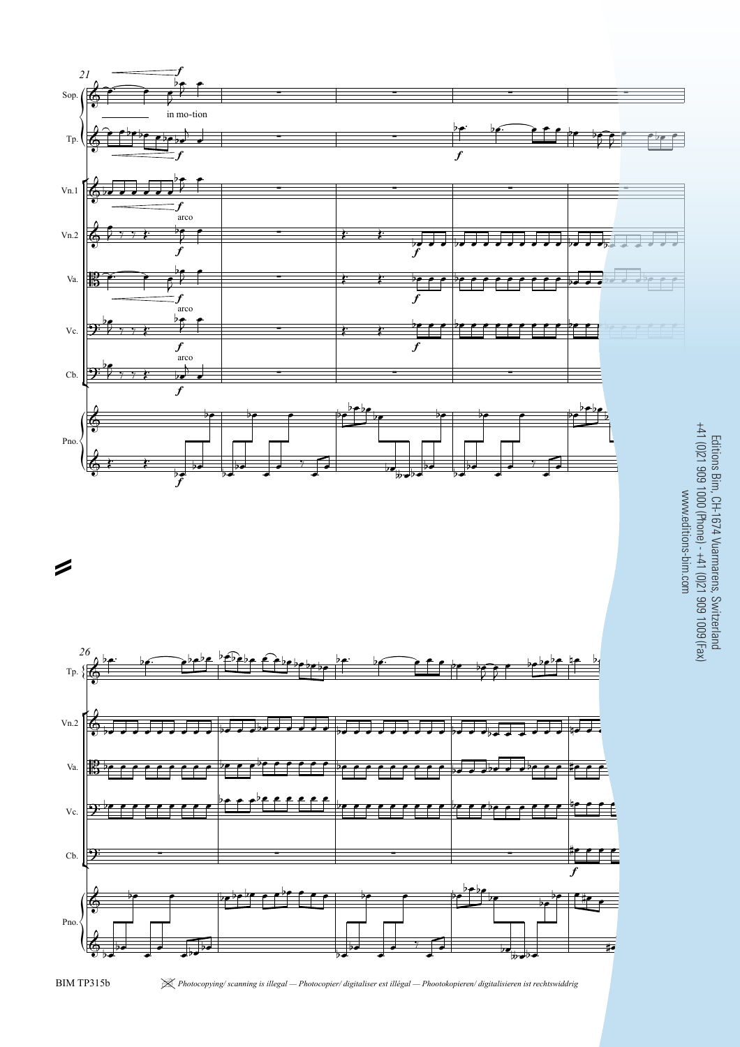in mo-tion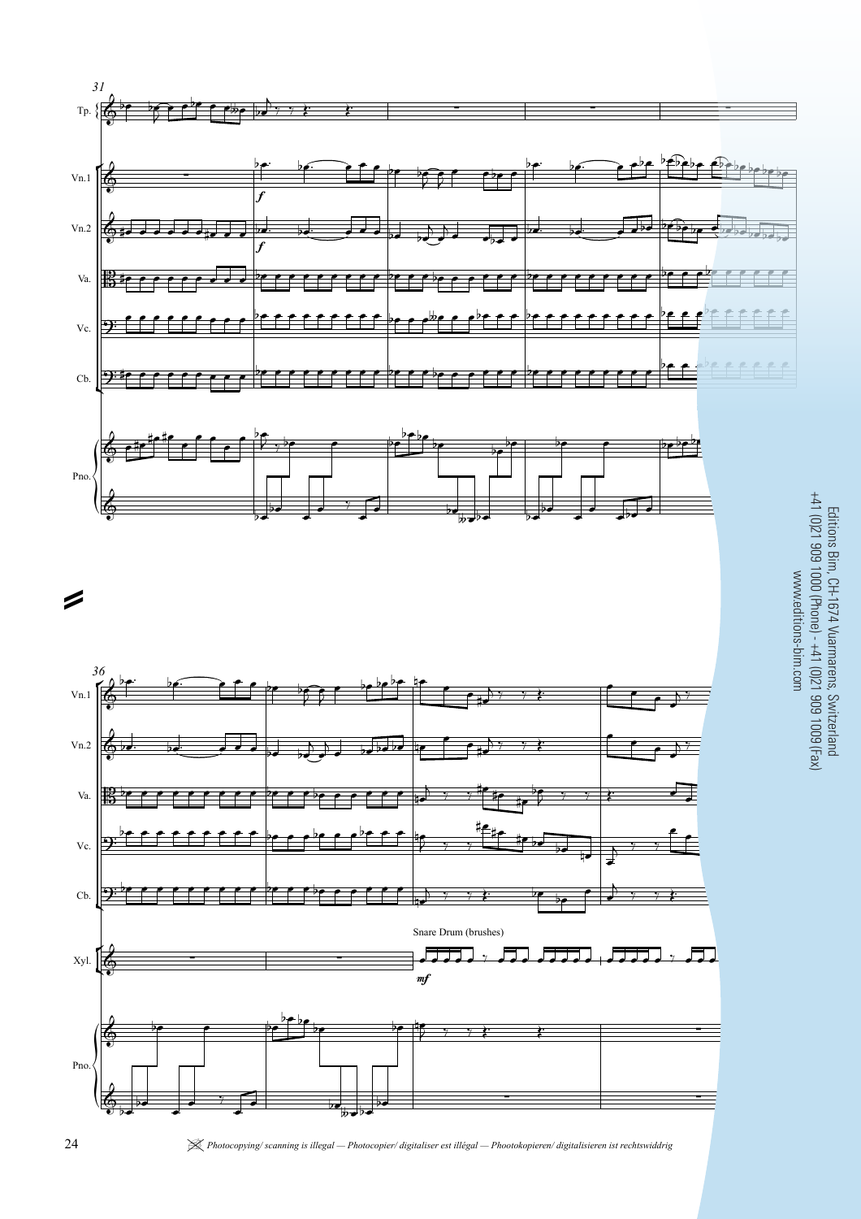Editions Bim, CH-1674 Vuarmarens, Switzerland
+41 (0)21 909 1000 (Phone) - +41 (0)21 909 1009 (Fax)
www.editions-bim.com

*Photocopying/ scanning is illegal — Photocopier/ digitaliser est illégal — Photookopieren/ digitalisieren ist rechtswiddrig*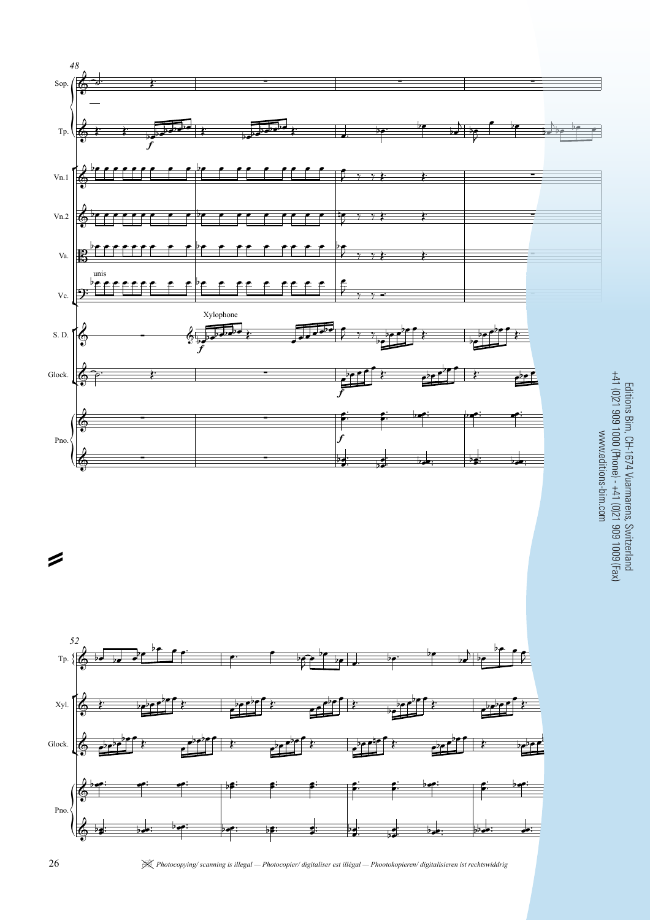Editions Bim, CH-1674 Vuarmarens, Switzerland
+41 (0)21 909 1000 (Phone) - +41 (0)21 909 1009 (Fax)
www.editions-bim.com

*Photocopying/ scanning is illegal — Photocopier/ digitaliser est illégal — Photokopieren/ digitalisieren ist rechtswiddrig*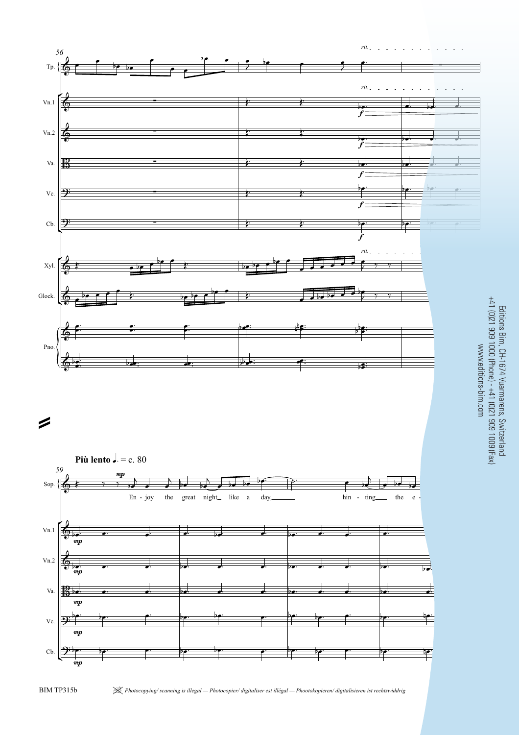**Più lento** ♩. = c. 80

En - joy the great night like a day, hin - ting the e -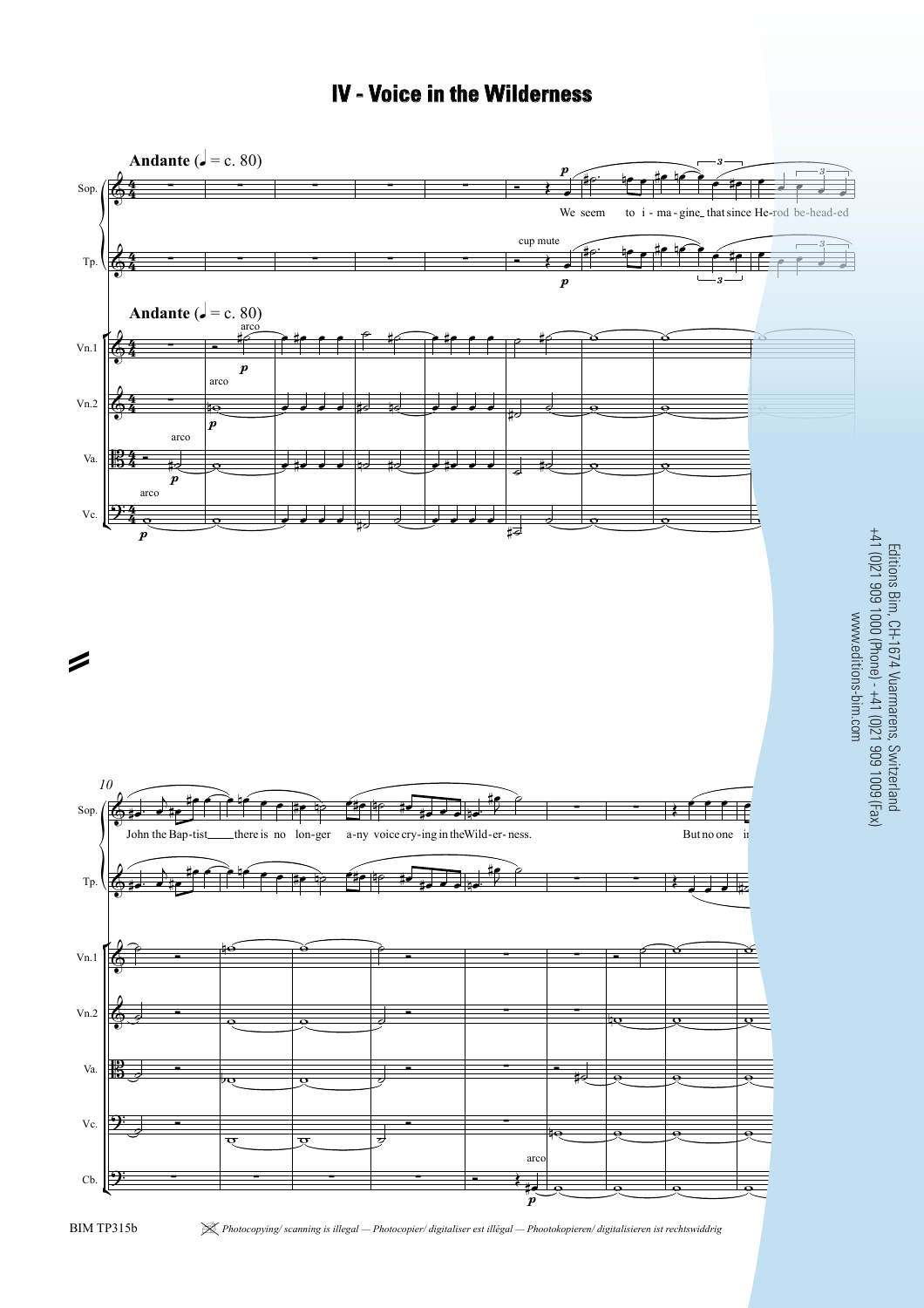# IV - Voice in the Wilderness

**Andante** (♩ = c. 80)

We seem to i - ma - gine_ that since He-rod be-head-ed

John the Bap-tist___ there is no lon-ger a-ny voice cry-ing in the Wild-er-ness.

But no one i

Editions Bim, CH-1674 Vuarmarens, Switzerland
+41 (0)21 909 1000 (Phone) - +41 (0)21 909 1009 (Fax)
www.editions-bim.com

BIM TP315b

*Photocopying/ scanning is illegal — Photocopier/ digitaliser est illégal — Phootokopieren/ digitalisieren ist rechtswiddrig*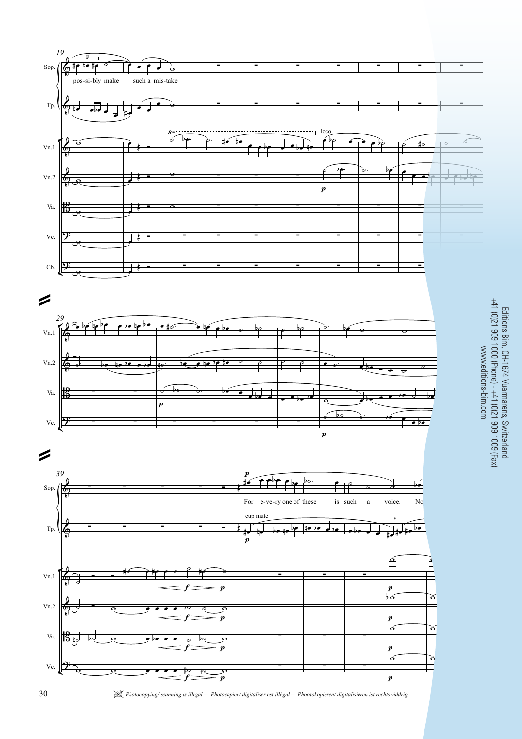19

Sop. — pos-si-bly make ___ such a mis-take

Tp.

Vn.1 — 8va ----- loco

Vn.2 — *p*

Va.

Vc.

Cb.

29

Vn.1

Vn.2

Va. — *p*

Vc. — *p*

39

Sop. — *p* — For e-ve-ry one of these is such a voice. No

Tp. — cup mute — *p*

Vn.1 — *f* *p* — *p*

Vn.2 — *f* *p* — *p*

Va. — *f* *p* — *p*

Vc. — *f* *p* — *p*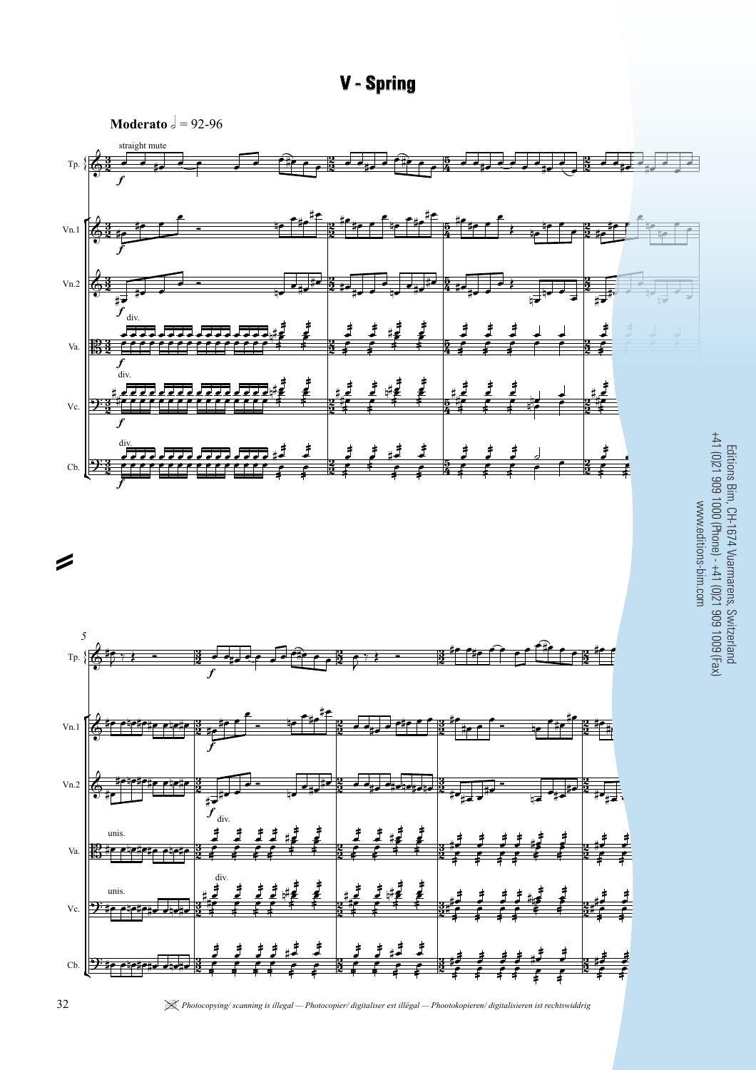# V - Spring

**Moderato** ♩ = 92-96

Editions Bim, CH-1674 Vuarmarens, Switzerland
+41 (0)21 909 1000 (Phone) - +41 (0)21 909 1009 (Fax)
www.editions-bim.com

*Photocopying/ scanning is illegal — Photocopier/ digitaliser est illégal — Phootokopieren/ digitalisieren ist rechtswiddrig*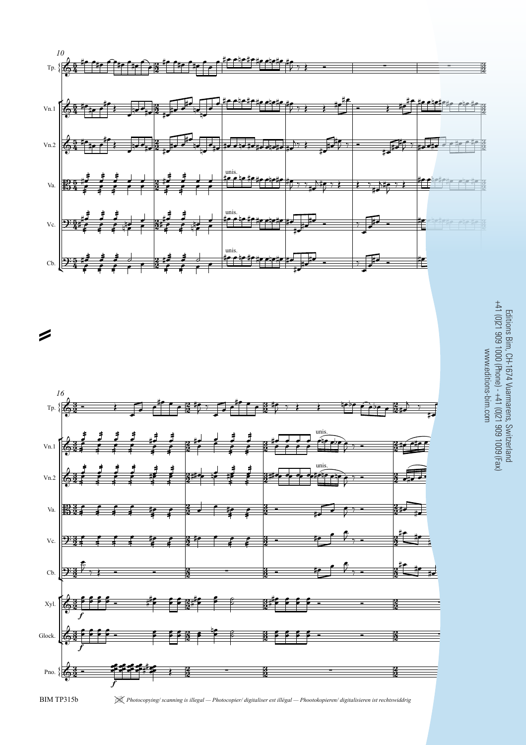Editions Bim, CH-1674 Vuarmarens, Switzerland
+41 (0)21 909 1000 (Phone) - +41 (0)21 909 1009 (Fax)
www.editions-bim.com

BIM TP315b

*Photocopying/ scanning is illegal — Photocopier/ digitaliser est illégal — Photokopieren/ digitalisieren ist rechtswiddrig*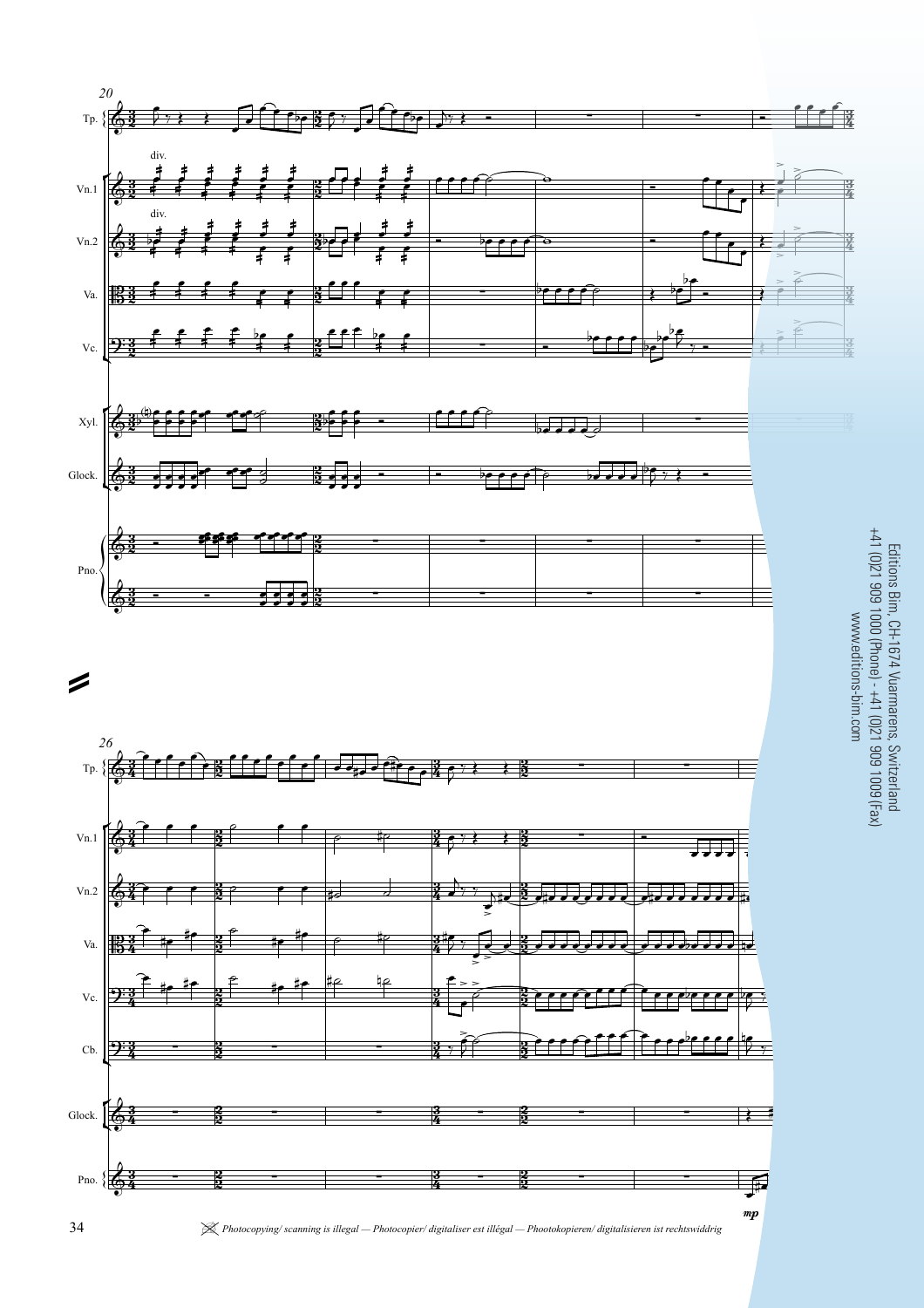Editions Bim, CH-1674 Vuarmarens, Switzerland
+41 (0)21 909 1000 (Phone) - +41 (0)21 909 1009 (Fax)
www.editions-bim.com

*Photocopying/ scanning is illegal — Photocopier/ digitaliser est illégal — Phootokopieren/ digitalisieren ist rechtswiddrig*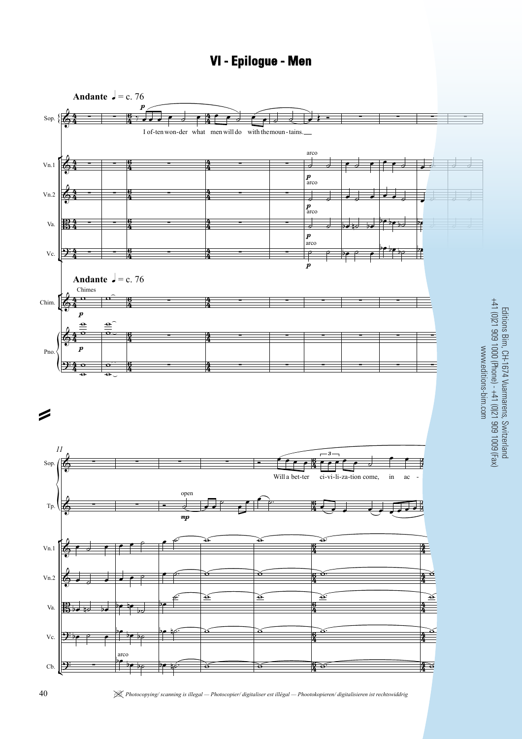# VI - Epilogue - Men

**Andante** ♩ = c. 76

I often wonder what men will do with the mountains.

Will a better civilization come, in ac-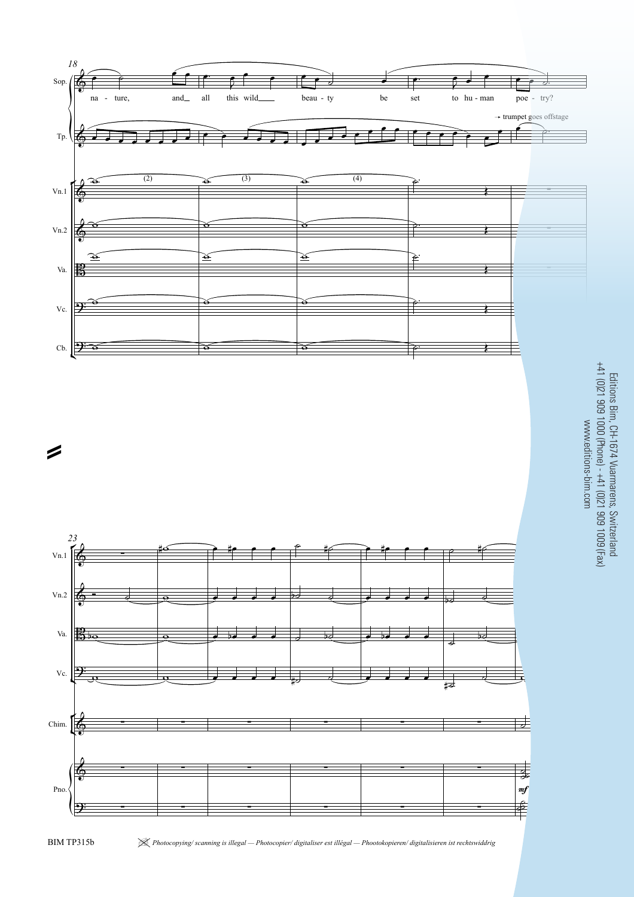18

Sop.

na - ture, and all this wild beau - ty be set to hu - man poe - try?

Tp.

→ trumpet goes offstage

Vn.1

(2) (3) (4)

Vn.2

Va.

Vc.

Cb.

23

Vn.1

Vn.2

Va.

Vc.

Chim.

Pno.

*mf*

Editions Bim, CH-1674 Vuarmarens, Switzerland
+41 (0)21 909 1000 (Phone) - +41 (0)21 909 1009 (Fax)
www.editions-bim.com

BIM TP315b

*Photocopying/ scanning is illegal — Photocopier/ digitaliser est illégal — Phootokopieren/ digitalisieren ist rechtswiddrig*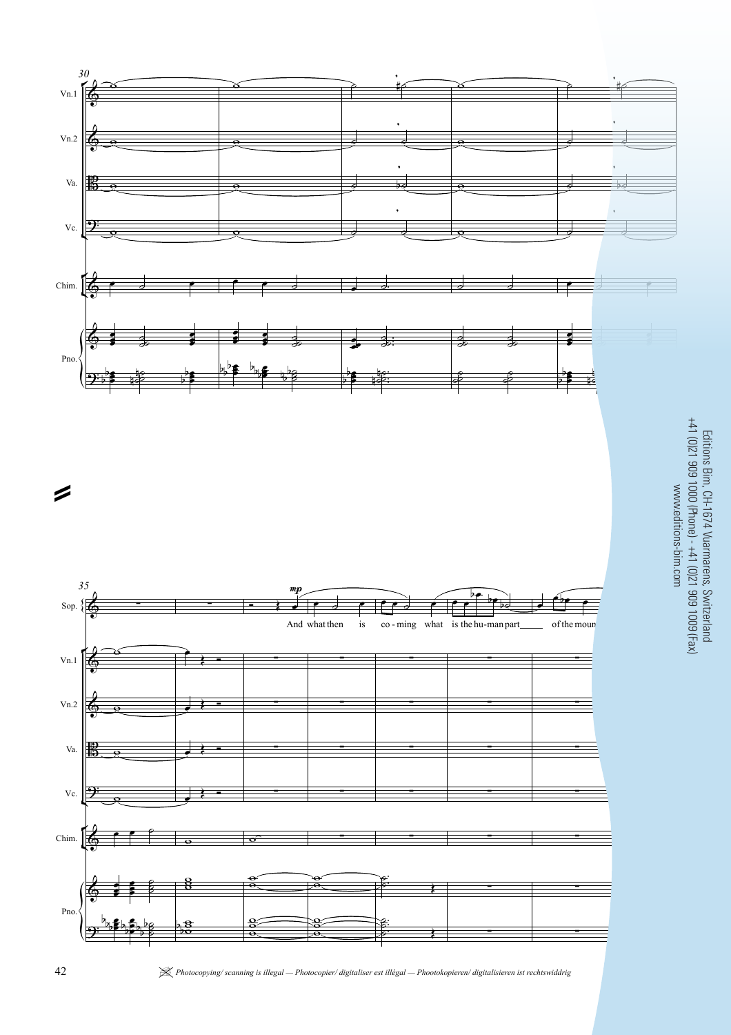And what then is co-ming what is the hu-man part of the moun

Editions Bim, CH-1674 Vuarmarens, Switzerland
+41 (0)21 909 1000 (Phone) - +41 (0)21 909 1009 (Fax)
www.editions-bim.com